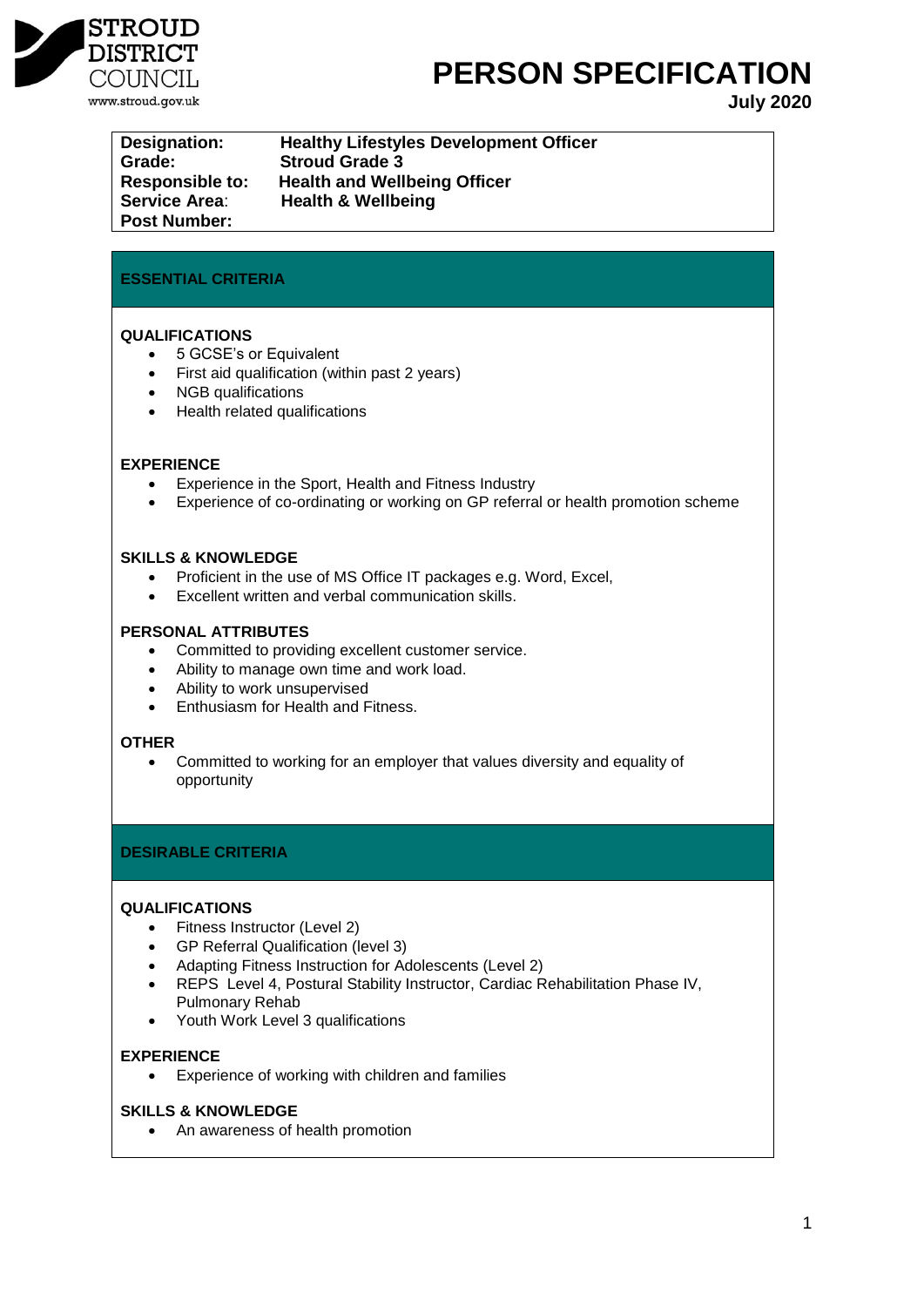STROUD DISTRICT COUNCIL
www.stroud.gov.uk

# PERSON SPECIFICATION

**July 2020**

| | |
|---|---|
| **Designation:** | **Healthy Lifestyles Development Officer** |
| **Grade:** | **Stroud Grade 3** |
| **Responsible to:** | **Health and Wellbeing Officer** |
| **Service Area:** | **Health & Wellbeing** |
| **Post Number:** | |

## ESSENTIAL CRITERIA

### QUALIFICATIONS

- 5 GCSE's or Equivalent
- First aid qualification (within past 2 years)
- NGB qualifications
- Health related qualifications

### EXPERIENCE

- Experience in the Sport, Health and Fitness Industry
- Experience of co-ordinating or working on GP referral or health promotion scheme

### SKILLS & KNOWLEDGE

- Proficient in the use of MS Office IT packages e.g. Word, Excel,
- Excellent written and verbal communication skills.

### PERSONAL ATTRIBUTES

- Committed to providing excellent customer service.
- Ability to manage own time and work load.
- Ability to work unsupervised
- Enthusiasm for Health and Fitness.

### OTHER

- Committed to working for an employer that values diversity and equality of opportunity

## DESIRABLE CRITERIA

### QUALIFICATIONS

- Fitness Instructor (Level 2)
- GP Referral Qualification (level 3)
- Adapting Fitness Instruction for Adolescents (Level 2)
- REPS Level 4, Postural Stability Instructor, Cardiac Rehabilitation Phase IV, Pulmonary Rehab
- Youth Work Level 3 qualifications

### EXPERIENCE

- Experience of working with children and families

### SKILLS & KNOWLEDGE

- An awareness of health promotion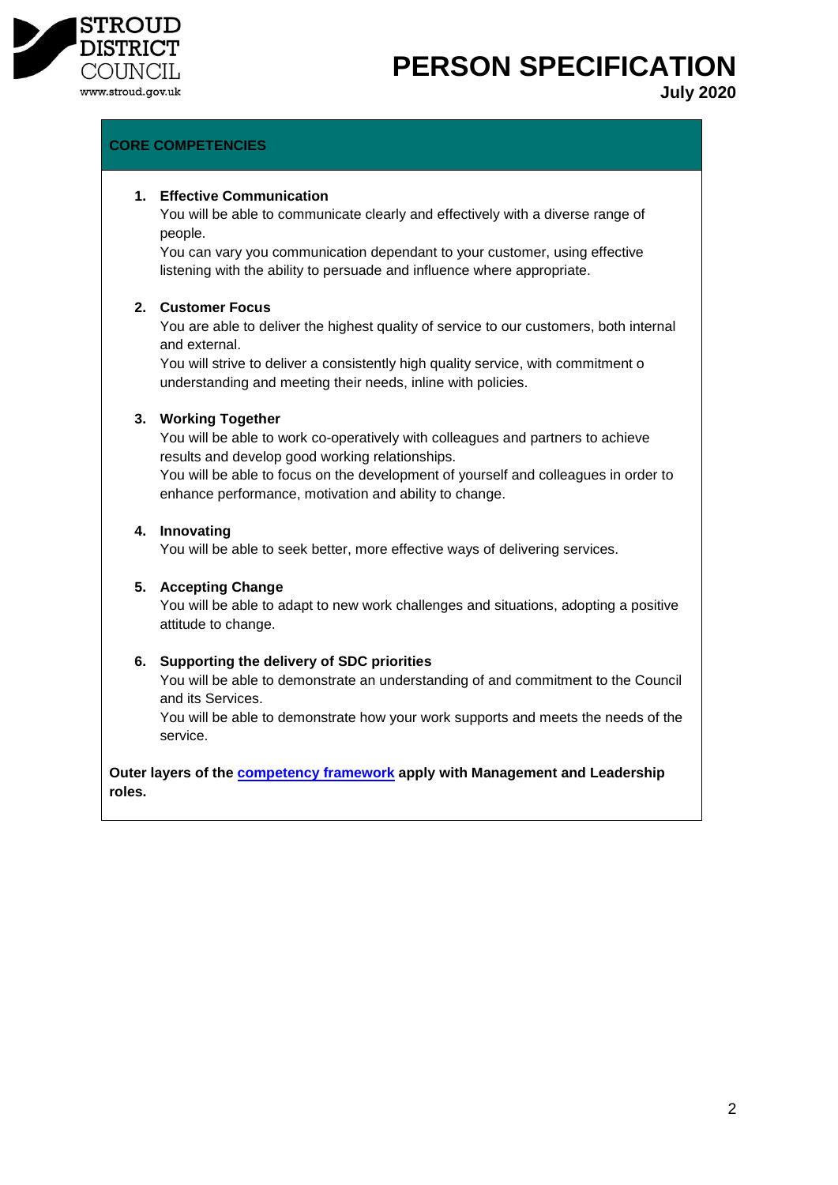# PERSON SPECIFICATION

**July 2020**

## CORE COMPETENCIES

1. **Effective Communication**
   You will be able to communicate clearly and effectively with a diverse range of people.
   You can vary you communication dependant to your customer, using effective listening with the ability to persuade and influence where appropriate.

2. **Customer Focus**
   You are able to deliver the highest quality of service to our customers, both internal and external.
   You will strive to deliver a consistently high quality service, with commitment o understanding and meeting their needs, inline with policies.

3. **Working Together**
   You will be able to work co-operatively with colleagues and partners to achieve results and develop good working relationships.
   You will be able to focus on the development of yourself and colleagues in order to enhance performance, motivation and ability to change.

4. **Innovating**
   You will be able to seek better, more effective ways of delivering services.

5. **Accepting Change**
   You will be able to adapt to new work challenges and situations, adopting a positive attitude to change.

6. **Supporting the delivery of SDC priorities**
   You will be able to demonstrate an understanding of and commitment to the Council and its Services.
   You will be able to demonstrate how your work supports and meets the needs of the service.

**Outer layers of the competency framework apply with Management and Leadership roles.**